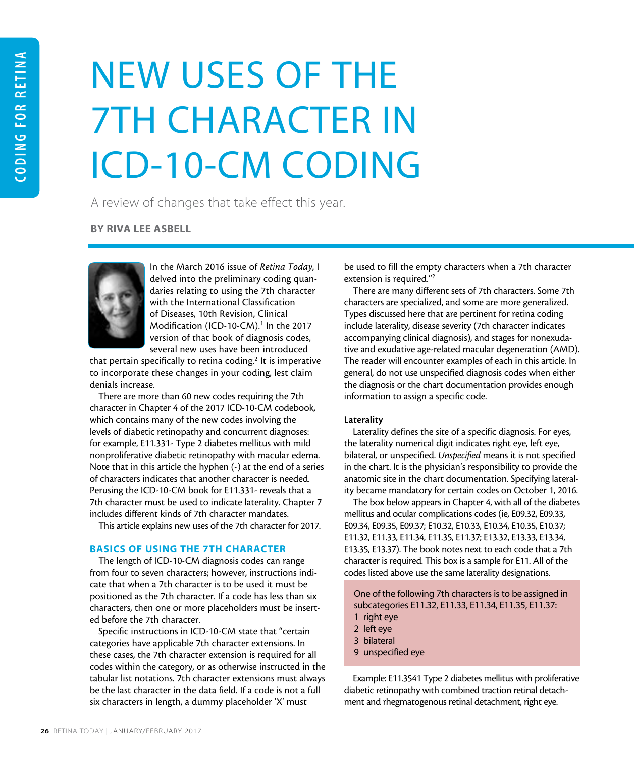# NEW USES OF THE 7TH CHARACTER IN ICD-10-CM CODING

A review of changes that take effect this year.

**BY RIVA LEE ASBELL**

In the March 2016 issue of *Retina Today*, I delved into the preliminary coding quandaries relating to using the 7th character with the International Classification of Diseases, 10th Revision, Clinical Modification (ICD-10-CM).[1] In the 2017 version of that book of diagnosis codes, several new uses have been introduced that pertain specifically to retina coding.[2] It is imperative to incorporate these changes in your coding, lest claim denials increase.

There are more than 60 new codes requiring the 7th character in Chapter 4 of the 2017 ICD-10-CM codebook, which contains many of the new codes involving the levels of diabetic retinopathy and concurrent diagnoses: for example, E11.331- Type 2 diabetes mellitus with mild nonproliferative diabetic retinopathy with macular edema. Note that in this article the hyphen (-) at the end of a series of characters indicates that another character is needed. Perusing the ICD-10-CM book for E11.331- reveals that a 7th character must be used to indicate laterality. Chapter 7 includes different kinds of 7th character mandates.

This article explains new uses of the 7th character for 2017.

## BASICS OF USING THE 7TH CHARACTER

The length of ICD-10-CM diagnosis codes can range from four to seven characters; however, instructions indicate that when a 7th character is to be used it must be positioned as the 7th character. If a code has less than six characters, then one or more placeholders must be inserted before the 7th character.

Specific instructions in ICD-10-CM state that "certain categories have applicable 7th character extensions. In these cases, the 7th character extension is required for all codes within the category, or as otherwise instructed in the tabular list notations. 7th character extensions must always be the last character in the data field. If a code is not a full six characters in length, a dummy placeholder 'X' must be used to fill the empty characters when a 7th character extension is required."[2]

There are many different sets of 7th characters. Some 7th characters are specialized, and some are more generalized. Types discussed here that are pertinent for retina coding include laterality, disease severity (7th character indicates accompanying clinical diagnosis), and stages for nonexudative and exudative age-related macular degeneration (AMD). The reader will encounter examples of each in this article. In general, do not use unspecified diagnosis codes when either the diagnosis or the chart documentation provides enough information to assign a specific code.

### Laterality

Laterality defines the site of a specific diagnosis. For eyes, the laterality numerical digit indicates right eye, left eye, bilateral, or unspecified. *Unspecified* means it is not specified in the chart. It is the physician's responsibility to provide the anatomic site in the chart documentation. Specifying laterality became mandatory for certain codes on October 1, 2016.

The box below appears in Chapter 4, with all of the diabetes mellitus and ocular complications codes (ie, E09.32, E09.33, E09.34, E09.35, E09.37; E10.32, E10.33, E10.34, E10.35, E10.37; E11.32, E11.33, E11.34, E11.35, E11.37; E13.32, E13.33, E13.34, E13.35, E13.37). The book notes next to each code that a 7th character is required. This box is a sample for E11. All of the codes listed above use the same laterality designations.

> One of the following 7th characters is to be assigned in subcategories E11.32, E11.33, E11.34, E11.35, E11.37:
> 1 right eye
> 2 left eye
> 3 bilateral
> 9 unspecified eye

Example: E11.3541 Type 2 diabetes mellitus with proliferative diabetic retinopathy with combined traction retinal detachment and rhegmatogenous retinal detachment, right eye.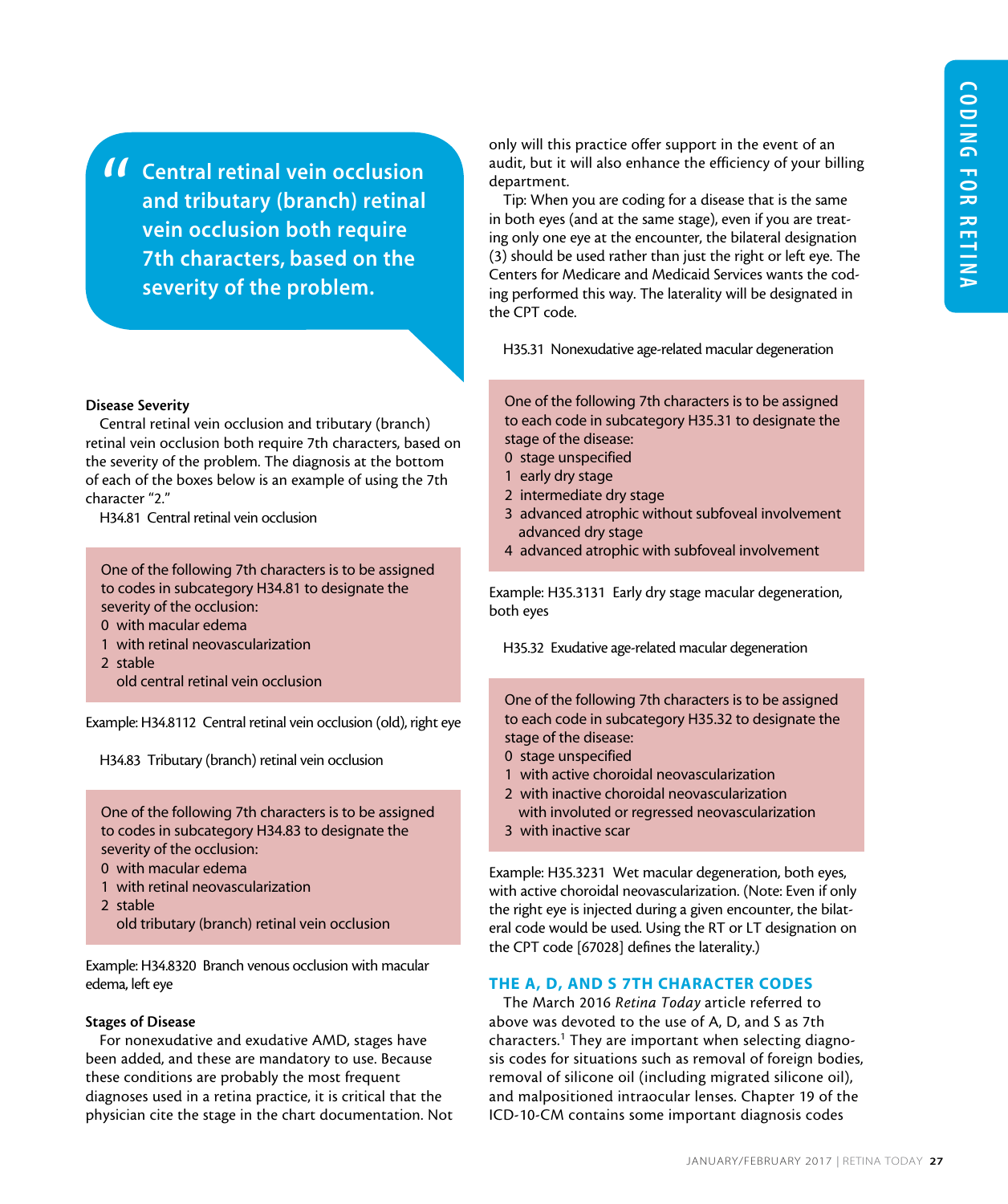> Central retinal vein occlusion and tributary (branch) retinal vein occlusion both require 7th characters, based on the severity of the problem.

**Disease Severity**

Central retinal vein occlusion and tributary (branch) retinal vein occlusion both require 7th characters, based on the severity of the problem. The diagnosis at the bottom of each of the boxes below is an example of using the 7th character "2."

H34.81 Central retinal vein occlusion

> One of the following 7th characters is to be assigned to codes in subcategory H34.81 to designate the severity of the occlusion:
> 0 with macular edema
> 1 with retinal neovascularization
> 2 stable
>   old central retinal vein occlusion

Example: H34.8112 Central retinal vein occlusion (old), right eye

H34.83 Tributary (branch) retinal vein occlusion

> One of the following 7th characters is to be assigned to codes in subcategory H34.83 to designate the severity of the occlusion:
> 0 with macular edema
> 1 with retinal neovascularization
> 2 stable
>   old tributary (branch) retinal vein occlusion

Example: H34.8320 Branch venous occlusion with macular edema, left eye

**Stages of Disease**

For nonexudative and exudative AMD, stages have been added, and these are mandatory to use. Because these conditions are probably the most frequent diagnoses used in a retina practice, it is critical that the physician cite the stage in the chart documentation. Not only will this practice offer support in the event of an audit, but it will also enhance the efficiency of your billing department.

Tip: When you are coding for a disease that is the same in both eyes (and at the same stage), even if you are treating only one eye at the encounter, the bilateral designation (3) should be used rather than just the right or left eye. The Centers for Medicare and Medicaid Services wants the coding performed this way. The laterality will be designated in the CPT code.

H35.31 Nonexudative age-related macular degeneration

> One of the following 7th characters is to be assigned to each code in subcategory H35.31 to designate the stage of the disease:
> 0 stage unspecified
> 1 early dry stage
> 2 intermediate dry stage
> 3 advanced atrophic without subfoveal involvement
>   advanced dry stage
> 4 advanced atrophic with subfoveal involvement

Example: H35.3131 Early dry stage macular degeneration, both eyes

H35.32 Exudative age-related macular degeneration

> One of the following 7th characters is to be assigned to each code in subcategory H35.32 to designate the stage of the disease:
> 0 stage unspecified
> 1 with active choroidal neovascularization
> 2 with inactive choroidal neovascularization
>   with involuted or regressed neovascularization
> 3 with inactive scar

Example: H35.3231 Wet macular degeneration, both eyes, with active choroidal neovascularization. (Note: Even if only the right eye is injected during a given encounter, the bilateral code would be used. Using the RT or LT designation on the CPT code [67028] defines the laterality.)

## THE A, D, AND S 7TH CHARACTER CODES

The March 2016 *Retina Today* article referred to above was devoted to the use of A, D, and S as 7th characters.[1] They are important when selecting diagnosis codes for situations such as removal of foreign bodies, removal of silicone oil (including migrated silicone oil), and malpositioned intraocular lenses. Chapter 19 of the ICD-10-CM contains some important diagnosis codes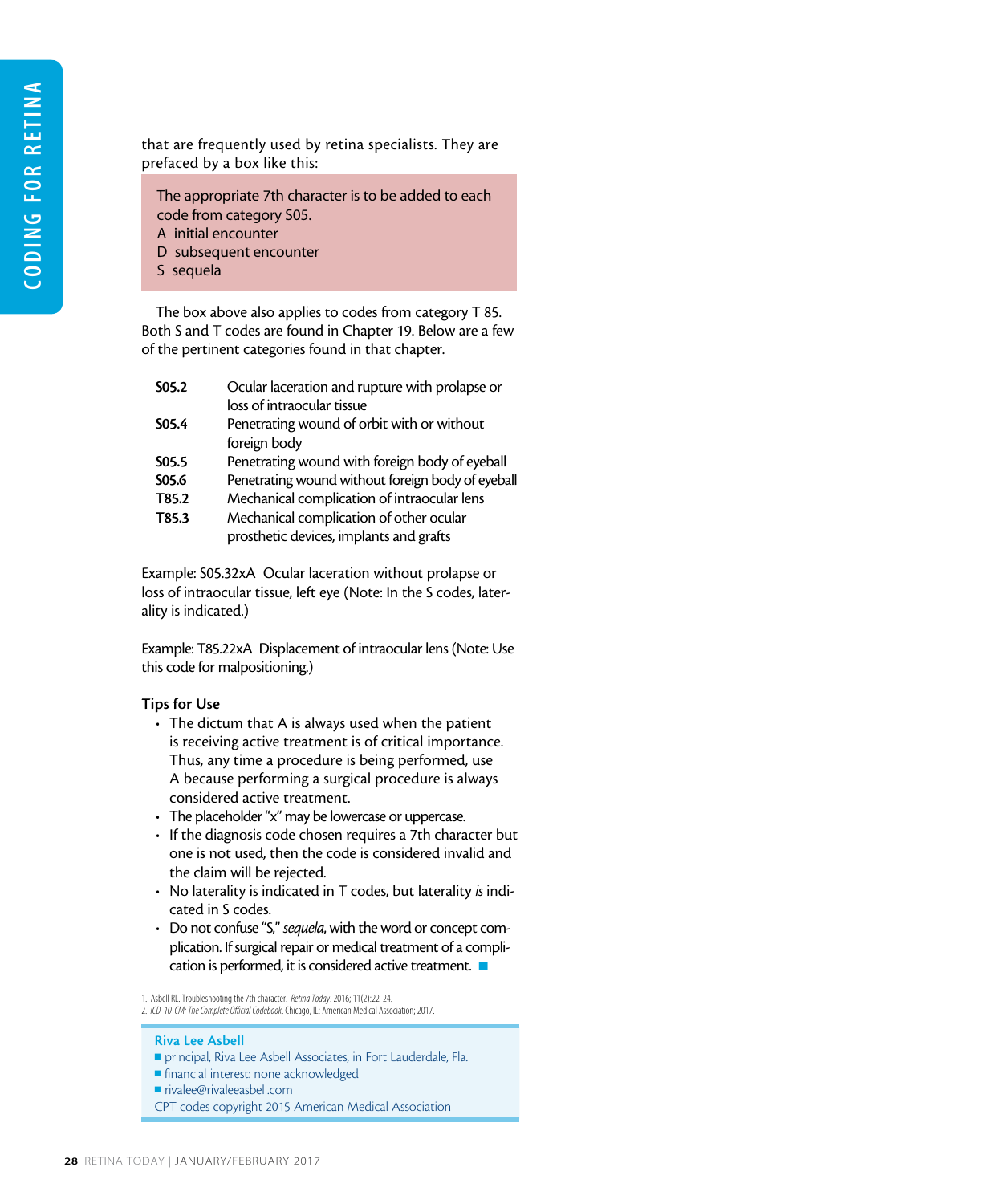that are frequently used by retina specialists. They are prefaced by a box like this:

> The appropriate 7th character is to be added to each code from category S05.
> A initial encounter
> D subsequent encounter
> S sequela

The box above also applies to codes from category T 85. Both S and T codes are found in Chapter 19. Below are a few of the pertinent categories found in that chapter.

| | |
|---|---|
| **S05.2** | Ocular laceration and rupture with prolapse or loss of intraocular tissue |
| **S05.4** | Penetrating wound of orbit with or without foreign body |
| **S05.5** | Penetrating wound with foreign body of eyeball |
| **S05.6** | Penetrating wound without foreign body of eyeball |
| **T85.2** | Mechanical complication of intraocular lens |
| **T85.3** | Mechanical complication of other ocular prosthetic devices, implants and grafts |

Example: S05.32xA Ocular laceration without prolapse or loss of intraocular tissue, left eye (Note: In the S codes, laterality is indicated.)

Example: T85.22xA Displacement of intraocular lens (Note: Use this code for malpositioning.)

### Tips for Use

- The dictum that A is always used when the patient is receiving active treatment is of critical importance. Thus, any time a procedure is being performed, use A because performing a surgical procedure is always considered active treatment.
- The placeholder "x" may be lowercase or uppercase.
- If the diagnosis code chosen requires a 7th character but one is not used, then the code is considered invalid and the claim will be rejected.
- No laterality is indicated in T codes, but laterality *is* indicated in S codes.
- Do not confuse "S," *sequela*, with the word or concept complication. If surgical repair or medical treatment of a complication is performed, it is considered active treatment. ■

1. Asbell RL. Troubleshooting the 7th character. *Retina Today*. 2016; 11(2):22-24.
2. *ICD-10-CM: The Complete Official Codebook*. Chicago, IL: American Medical Association; 2017.

**Riva Lee Asbell**

- principal, Riva Lee Asbell Associates, in Fort Lauderdale, Fla.
- financial interest: none acknowledged
- rivalee@rivaleeasbell.com

CPT codes copyright 2015 American Medical Association